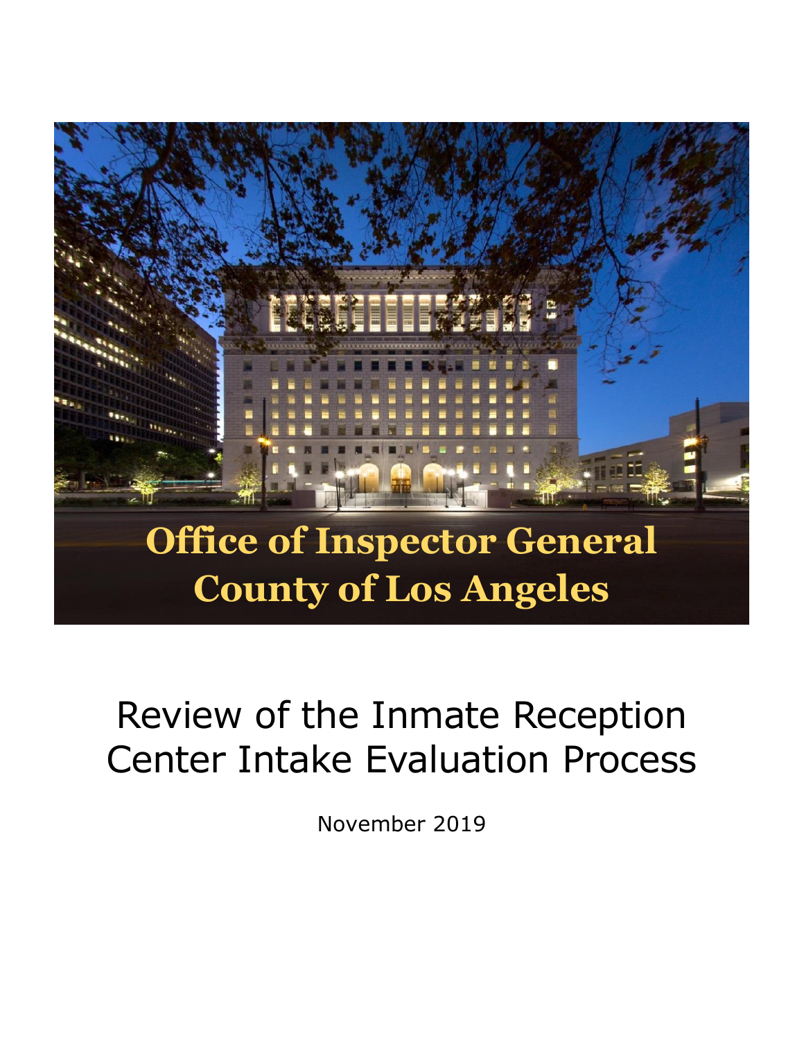# Office of Inspector General
# County of Los Angeles

# Review of the Inmate Reception Center Intake Evaluation Process

November 2019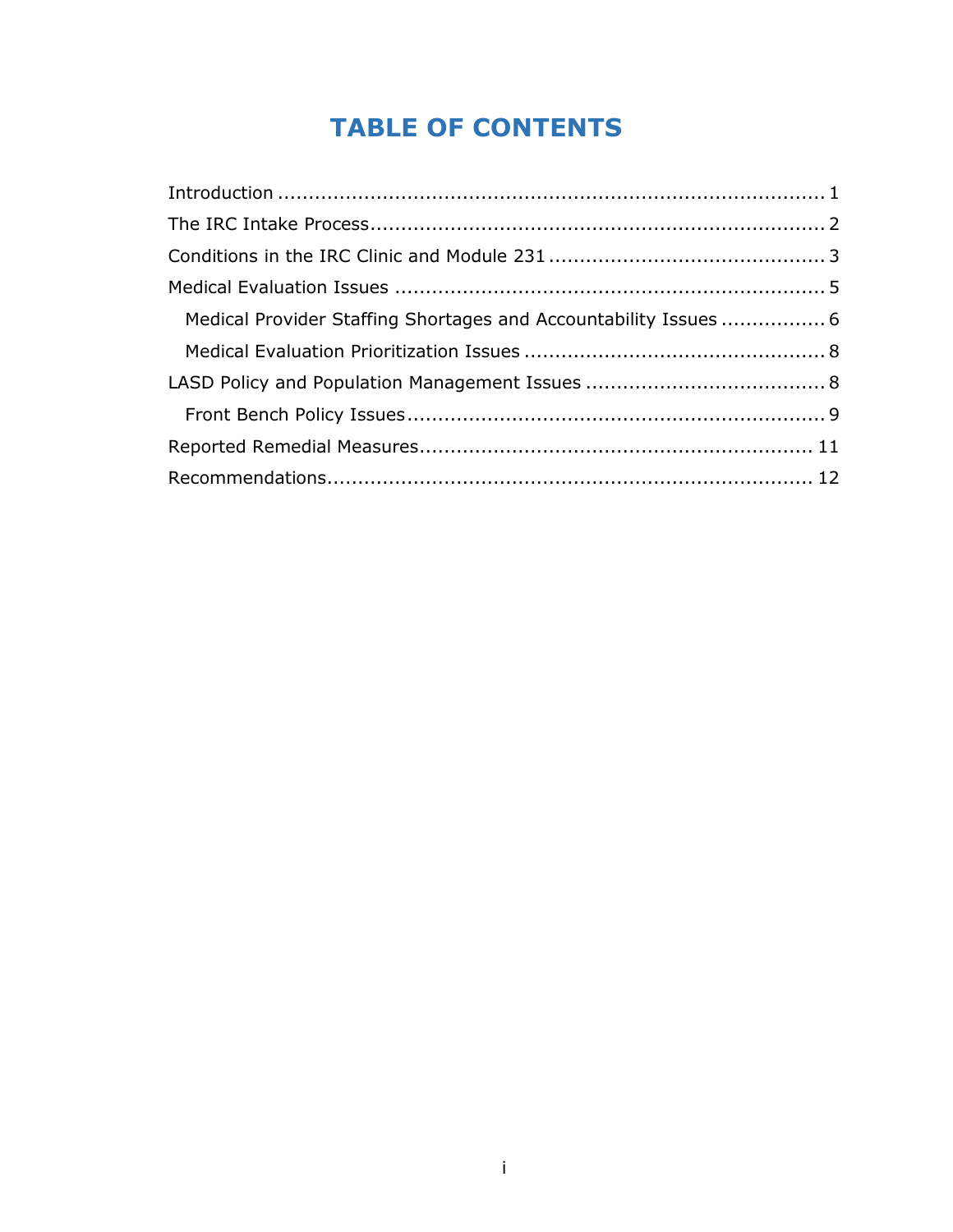# TABLE OF CONTENTS

- Introduction ........................................................................................ 1
- The IRC Intake Process......................................................................... 2
- Conditions in the IRC Clinic and Module 231 ............................................ 3
- Medical Evaluation Issues .................................................................... 5
  - Medical Provider Staffing Shortages and Accountability Issues ................ 6
  - Medical Evaluation Prioritization Issues ................................................ 8
- LASD Policy and Population Management Issues ...................................... 8
  - Front Bench Policy Issues................................................................... 9
- Reported Remedial Measures............................................................... 11
- Recommendations............................................................................. 12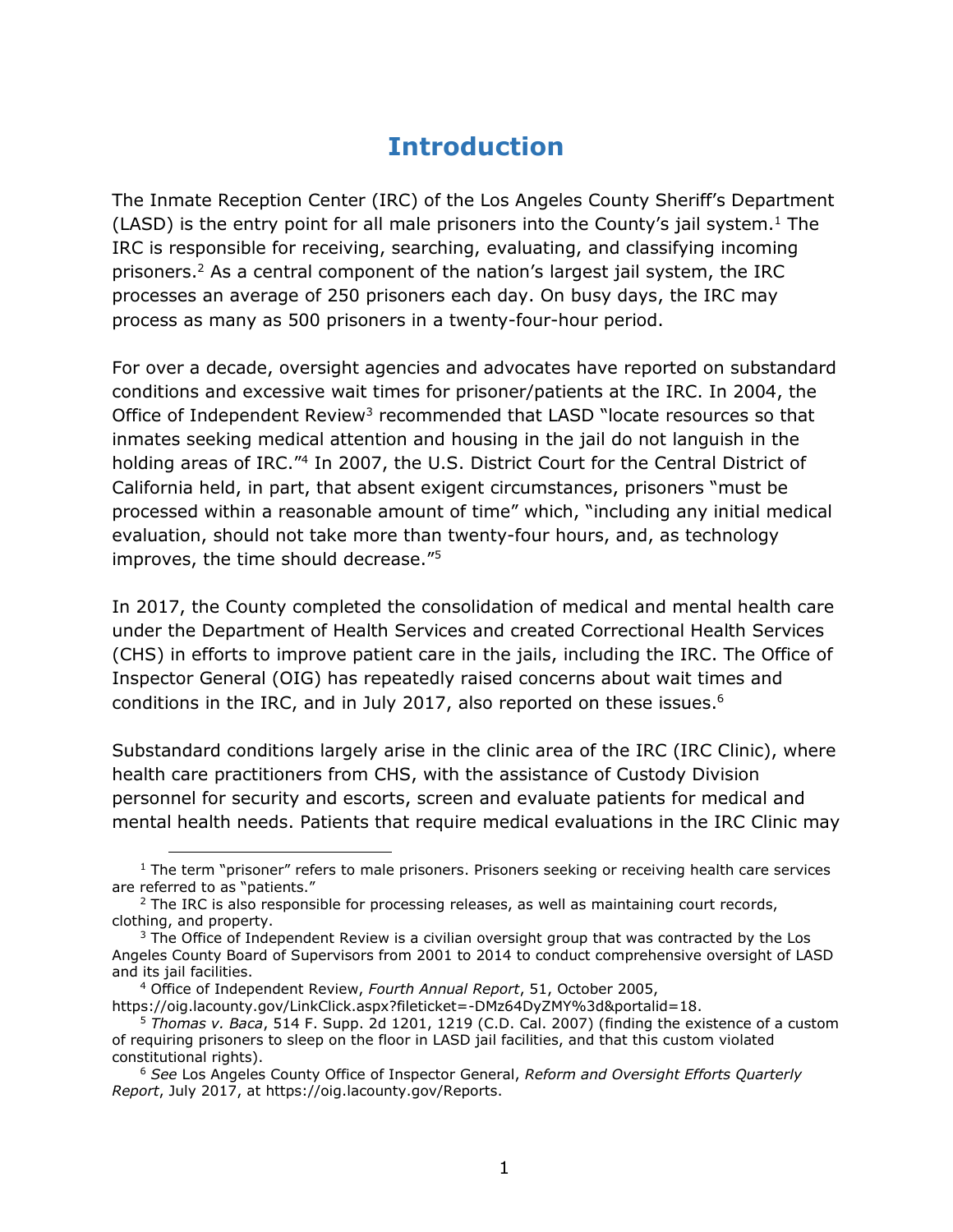# Introduction

The Inmate Reception Center (IRC) of the Los Angeles County Sheriff's Department (LASD) is the entry point for all male prisoners into the County's jail system.[1] The IRC is responsible for receiving, searching, evaluating, and classifying incoming prisoners.[2] As a central component of the nation's largest jail system, the IRC processes an average of 250 prisoners each day. On busy days, the IRC may process as many as 500 prisoners in a twenty-four-hour period.

For over a decade, oversight agencies and advocates have reported on substandard conditions and excessive wait times for prisoner/patients at the IRC. In 2004, the Office of Independent Review[3] recommended that LASD "locate resources so that inmates seeking medical attention and housing in the jail do not languish in the holding areas of IRC."[4] In 2007, the U.S. District Court for the Central District of California held, in part, that absent exigent circumstances, prisoners "must be processed within a reasonable amount of time" which, "including any initial medical evaluation, should not take more than twenty-four hours, and, as technology improves, the time should decrease."[5]

In 2017, the County completed the consolidation of medical and mental health care under the Department of Health Services and created Correctional Health Services (CHS) in efforts to improve patient care in the jails, including the IRC. The Office of Inspector General (OIG) has repeatedly raised concerns about wait times and conditions in the IRC, and in July 2017, also reported on these issues.[6]

Substandard conditions largely arise in the clinic area of the IRC (IRC Clinic), where health care practitioners from CHS, with the assistance of Custody Division personnel for security and escorts, screen and evaluate patients for medical and mental health needs. Patients that require medical evaluations in the IRC Clinic may

---

[1] The term "prisoner" refers to male prisoners. Prisoners seeking or receiving health care services are referred to as "patients."

[2] The IRC is also responsible for processing releases, as well as maintaining court records, clothing, and property.

[3] The Office of Independent Review is a civilian oversight group that was contracted by the Los Angeles County Board of Supervisors from 2001 to 2014 to conduct comprehensive oversight of LASD and its jail facilities.

[4] Office of Independent Review, *Fourth Annual Report*, 51, October 2005, https://oig.lacounty.gov/LinkClick.aspx?fileticket=-DMz64DyZMY%3d&portalid=18.

[5] *Thomas v. Baca*, 514 F. Supp. 2d 1201, 1219 (C.D. Cal. 2007) (finding the existence of a custom of requiring prisoners to sleep on the floor in LASD jail facilities, and that this custom violated constitutional rights).

[6] *See* Los Angeles County Office of Inspector General, *Reform and Oversight Efforts Quarterly Report*, July 2017, at https://oig.lacounty.gov/Reports.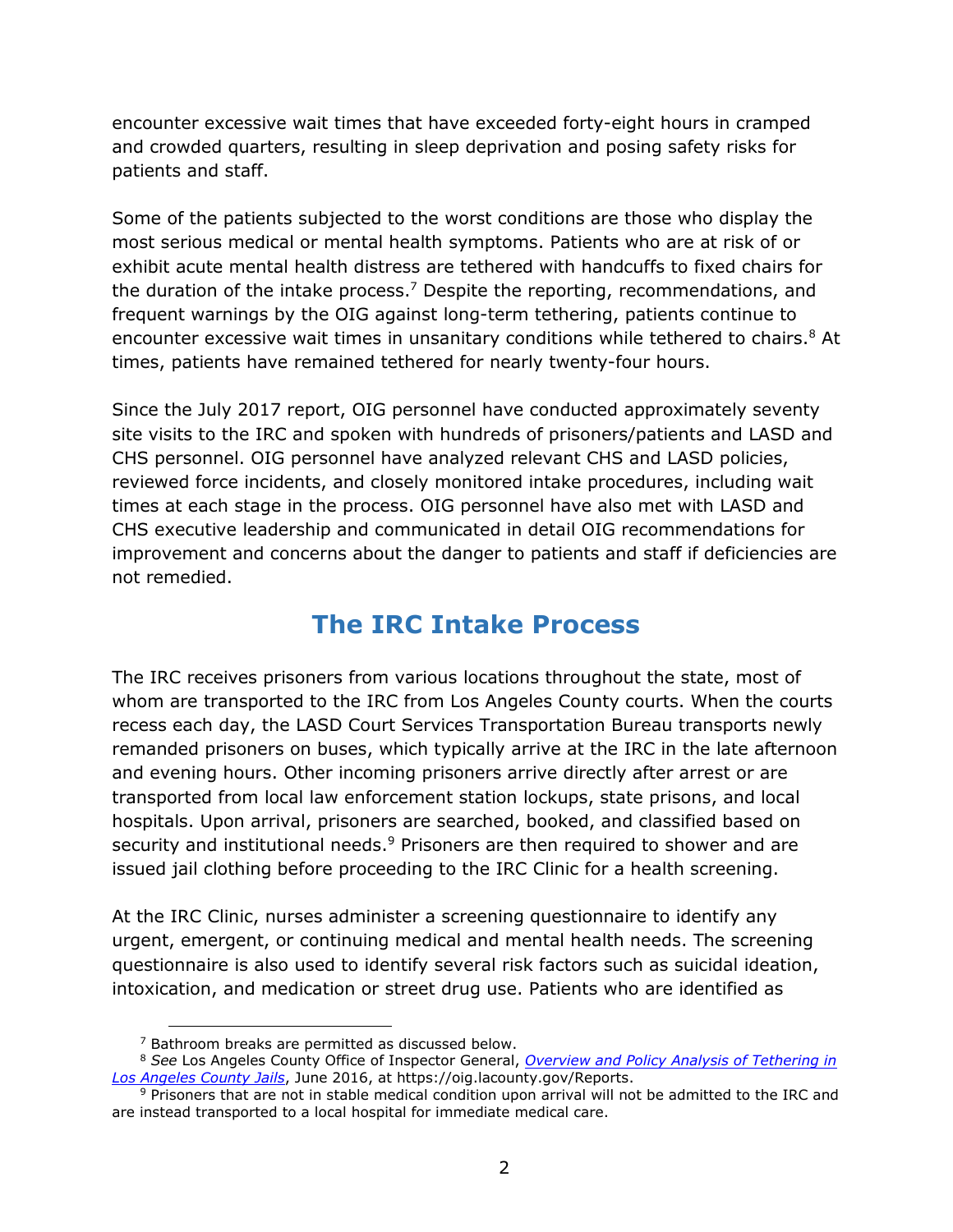encounter excessive wait times that have exceeded forty-eight hours in cramped and crowded quarters, resulting in sleep deprivation and posing safety risks for patients and staff.

Some of the patients subjected to the worst conditions are those who display the most serious medical or mental health symptoms. Patients who are at risk of or exhibit acute mental health distress are tethered with handcuffs to fixed chairs for the duration of the intake process.[7] Despite the reporting, recommendations, and frequent warnings by the OIG against long-term tethering, patients continue to encounter excessive wait times in unsanitary conditions while tethered to chairs.[8] At times, patients have remained tethered for nearly twenty-four hours.

Since the July 2017 report, OIG personnel have conducted approximately seventy site visits to the IRC and spoken with hundreds of prisoners/patients and LASD and CHS personnel. OIG personnel have analyzed relevant CHS and LASD policies, reviewed force incidents, and closely monitored intake procedures, including wait times at each stage in the process. OIG personnel have also met with LASD and CHS executive leadership and communicated in detail OIG recommendations for improvement and concerns about the danger to patients and staff if deficiencies are not remedied.

## The IRC Intake Process

The IRC receives prisoners from various locations throughout the state, most of whom are transported to the IRC from Los Angeles County courts. When the courts recess each day, the LASD Court Services Transportation Bureau transports newly remanded prisoners on buses, which typically arrive at the IRC in the late afternoon and evening hours. Other incoming prisoners arrive directly after arrest or are transported from local law enforcement station lockups, state prisons, and local hospitals. Upon arrival, prisoners are searched, booked, and classified based on security and institutional needs.[9] Prisoners are then required to shower and are issued jail clothing before proceeding to the IRC Clinic for a health screening.

At the IRC Clinic, nurses administer a screening questionnaire to identify any urgent, emergent, or continuing medical and mental health needs. The screening questionnaire is also used to identify several risk factors such as suicidal ideation, intoxication, and medication or street drug use. Patients who are identified as

---

[7] Bathroom breaks are permitted as discussed below.

[8] *See* Los Angeles County Office of Inspector General, *Overview and Policy Analysis of Tethering in Los Angeles County Jails*, June 2016, at https://oig.lacounty.gov/Reports.

[9] Prisoners that are not in stable medical condition upon arrival will not be admitted to the IRC and are instead transported to a local hospital for immediate medical care.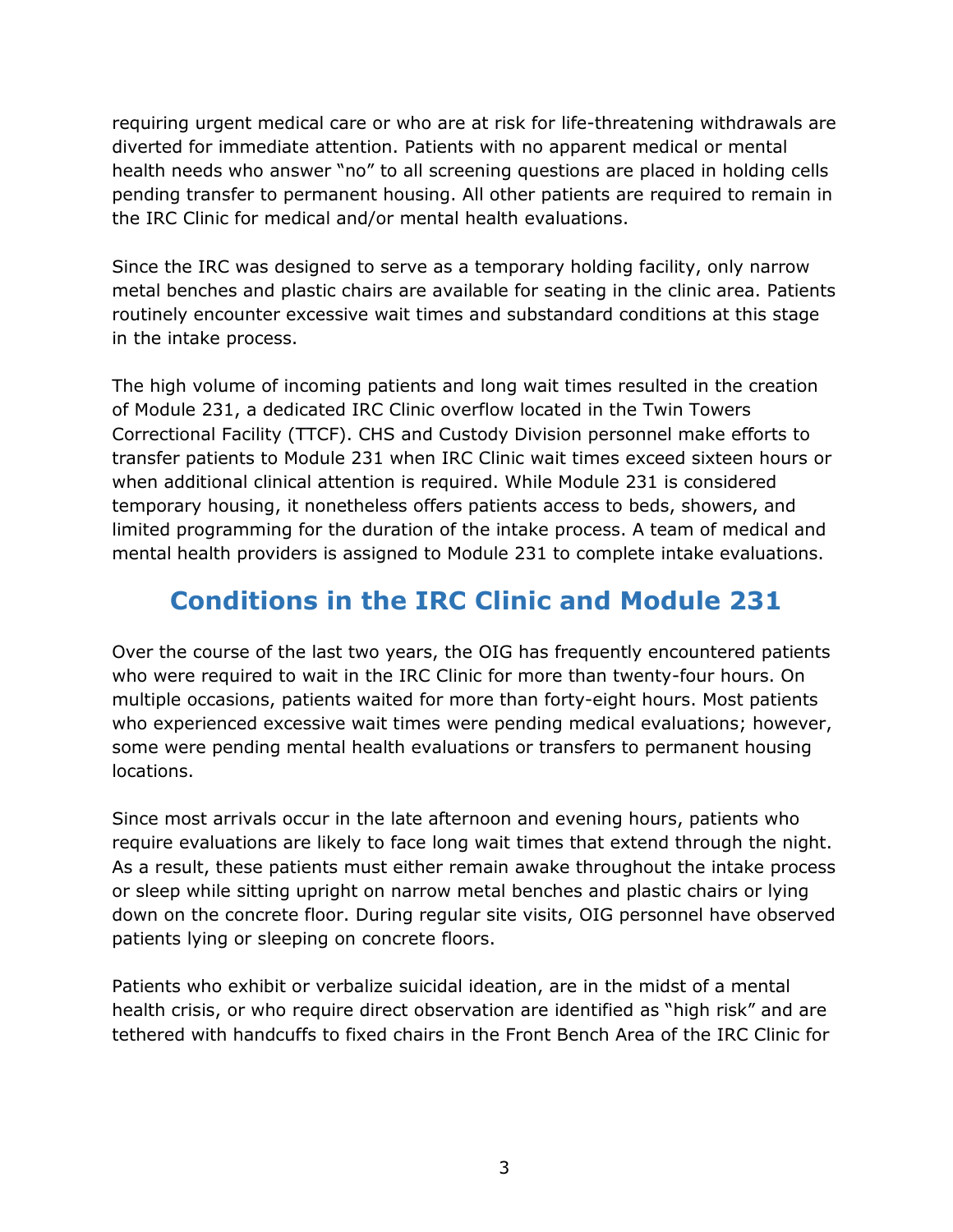requiring urgent medical care or who are at risk for life-threatening withdrawals are diverted for immediate attention. Patients with no apparent medical or mental health needs who answer "no" to all screening questions are placed in holding cells pending transfer to permanent housing. All other patients are required to remain in the IRC Clinic for medical and/or mental health evaluations.

Since the IRC was designed to serve as a temporary holding facility, only narrow metal benches and plastic chairs are available for seating in the clinic area. Patients routinely encounter excessive wait times and substandard conditions at this stage in the intake process.

The high volume of incoming patients and long wait times resulted in the creation of Module 231, a dedicated IRC Clinic overflow located in the Twin Towers Correctional Facility (TTCF). CHS and Custody Division personnel make efforts to transfer patients to Module 231 when IRC Clinic wait times exceed sixteen hours or when additional clinical attention is required. While Module 231 is considered temporary housing, it nonetheless offers patients access to beds, showers, and limited programming for the duration of the intake process. A team of medical and mental health providers is assigned to Module 231 to complete intake evaluations.

## Conditions in the IRC Clinic and Module 231

Over the course of the last two years, the OIG has frequently encountered patients who were required to wait in the IRC Clinic for more than twenty-four hours. On multiple occasions, patients waited for more than forty-eight hours. Most patients who experienced excessive wait times were pending medical evaluations; however, some were pending mental health evaluations or transfers to permanent housing locations.

Since most arrivals occur in the late afternoon and evening hours, patients who require evaluations are likely to face long wait times that extend through the night. As a result, these patients must either remain awake throughout the intake process or sleep while sitting upright on narrow metal benches and plastic chairs or lying down on the concrete floor. During regular site visits, OIG personnel have observed patients lying or sleeping on concrete floors.

Patients who exhibit or verbalize suicidal ideation, are in the midst of a mental health crisis, or who require direct observation are identified as "high risk" and are tethered with handcuffs to fixed chairs in the Front Bench Area of the IRC Clinic for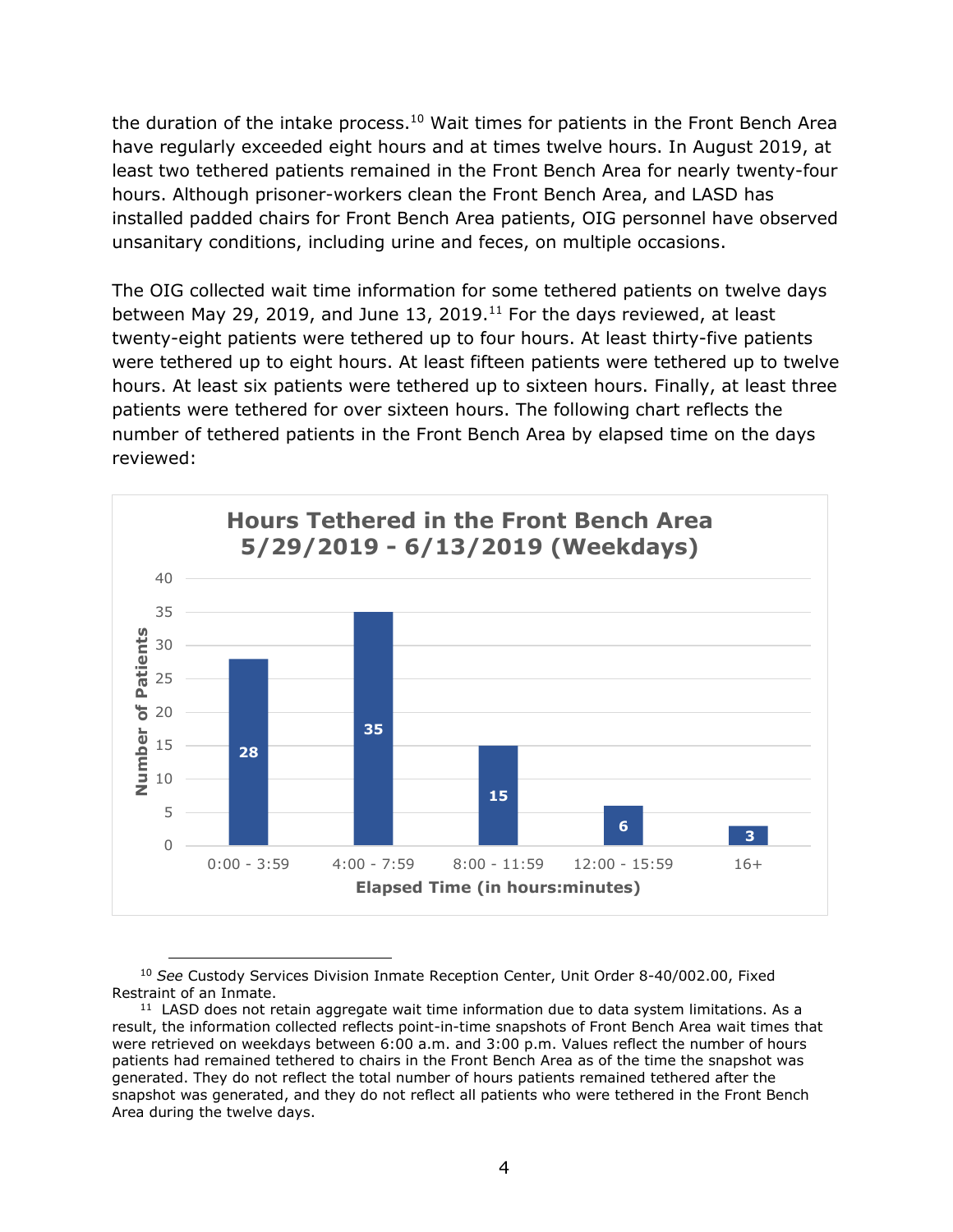the duration of the intake process.[10] Wait times for patients in the Front Bench Area have regularly exceeded eight hours and at times twelve hours. In August 2019, at least two tethered patients remained in the Front Bench Area for nearly twenty-four hours. Although prisoner-workers clean the Front Bench Area, and LASD has installed padded chairs for Front Bench Area patients, OIG personnel have observed unsanitary conditions, including urine and feces, on multiple occasions.

The OIG collected wait time information for some tethered patients on twelve days between May 29, 2019, and June 13, 2019.[11] For the days reviewed, at least twenty-eight patients were tethered up to four hours. At least thirty-five patients were tethered up to eight hours. At least fifteen patients were tethered up to twelve hours. At least six patients were tethered up to sixteen hours. Finally, at least three patients were tethered for over sixteen hours. The following chart reflects the number of tethered patients in the Front Bench Area by elapsed time on the days reviewed:

**Hours Tethered in the Front Bench Area 5/29/2019 - 6/13/2019 (Weekdays)**

| Elapsed Time (in hours:minutes) | Number of Patients |
|---|---|
| 0:00 - 3:59 | 28 |
| 4:00 - 7:59 | 35 |
| 8:00 - 11:59 | 15 |
| 12:00 - 15:59 | 6 |
| 16+ | 3 |

---

[10] *See* Custody Services Division Inmate Reception Center, Unit Order 8-40/002.00, Fixed Restraint of an Inmate.

[11] LASD does not retain aggregate wait time information due to data system limitations. As a result, the information collected reflects point-in-time snapshots of Front Bench Area wait times that were retrieved on weekdays between 6:00 a.m. and 3:00 p.m. Values reflect the number of hours patients had remained tethered to chairs in the Front Bench Area as of the time the snapshot was generated. They do not reflect the total number of hours patients remained tethered after the snapshot was generated, and they do not reflect all patients who were tethered in the Front Bench Area during the twelve days.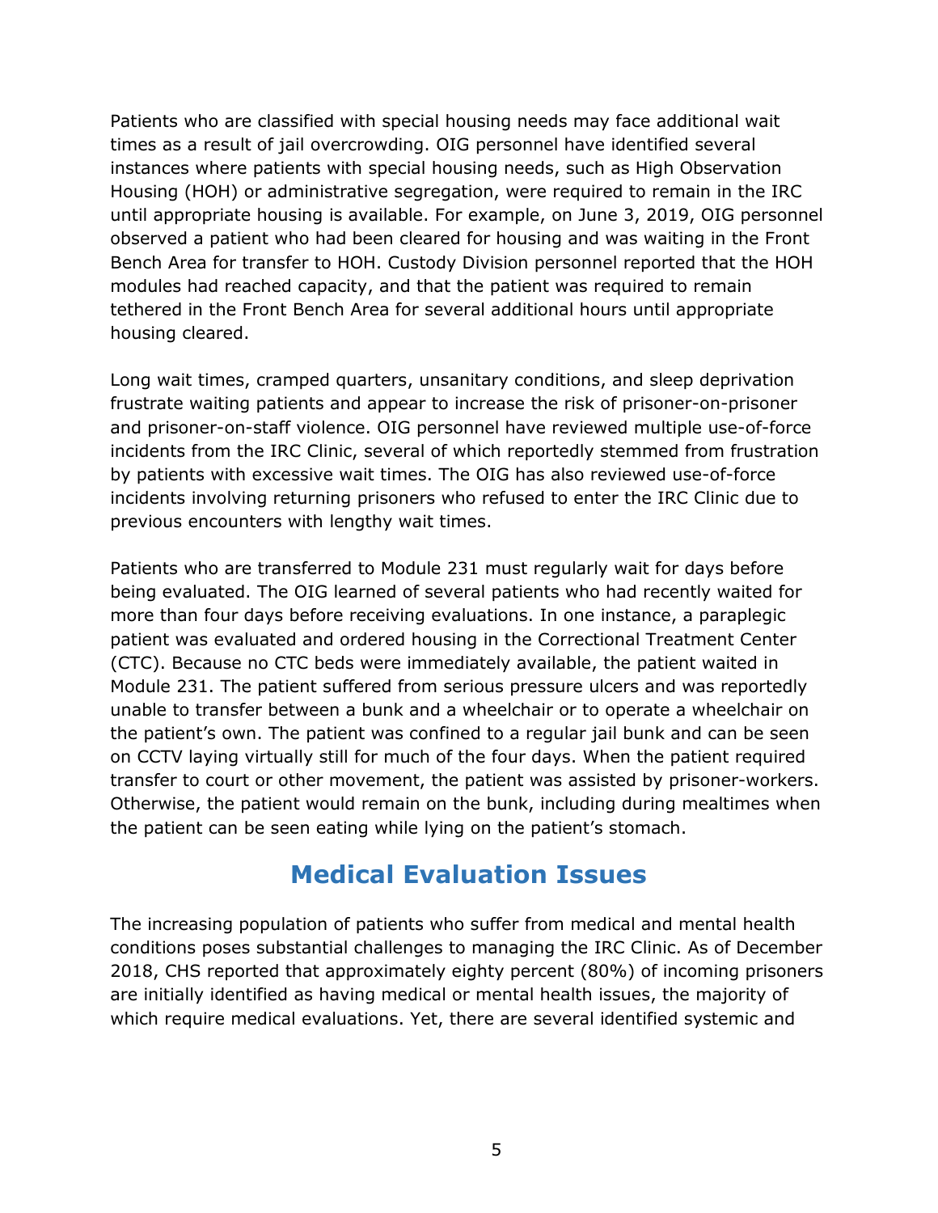Patients who are classified with special housing needs may face additional wait times as a result of jail overcrowding. OIG personnel have identified several instances where patients with special housing needs, such as High Observation Housing (HOH) or administrative segregation, were required to remain in the IRC until appropriate housing is available. For example, on June 3, 2019, OIG personnel observed a patient who had been cleared for housing and was waiting in the Front Bench Area for transfer to HOH. Custody Division personnel reported that the HOH modules had reached capacity, and that the patient was required to remain tethered in the Front Bench Area for several additional hours until appropriate housing cleared.

Long wait times, cramped quarters, unsanitary conditions, and sleep deprivation frustrate waiting patients and appear to increase the risk of prisoner-on-prisoner and prisoner-on-staff violence. OIG personnel have reviewed multiple use-of-force incidents from the IRC Clinic, several of which reportedly stemmed from frustration by patients with excessive wait times. The OIG has also reviewed use-of-force incidents involving returning prisoners who refused to enter the IRC Clinic due to previous encounters with lengthy wait times.

Patients who are transferred to Module 231 must regularly wait for days before being evaluated. The OIG learned of several patients who had recently waited for more than four days before receiving evaluations. In one instance, a paraplegic patient was evaluated and ordered housing in the Correctional Treatment Center (CTC). Because no CTC beds were immediately available, the patient waited in Module 231. The patient suffered from serious pressure ulcers and was reportedly unable to transfer between a bunk and a wheelchair or to operate a wheelchair on the patient's own. The patient was confined to a regular jail bunk and can be seen on CCTV laying virtually still for much of the four days. When the patient required transfer to court or other movement, the patient was assisted by prisoner-workers. Otherwise, the patient would remain on the bunk, including during mealtimes when the patient can be seen eating while lying on the patient's stomach.

## Medical Evaluation Issues

The increasing population of patients who suffer from medical and mental health conditions poses substantial challenges to managing the IRC Clinic. As of December 2018, CHS reported that approximately eighty percent (80%) of incoming prisoners are initially identified as having medical or mental health issues, the majority of which require medical evaluations. Yet, there are several identified systemic and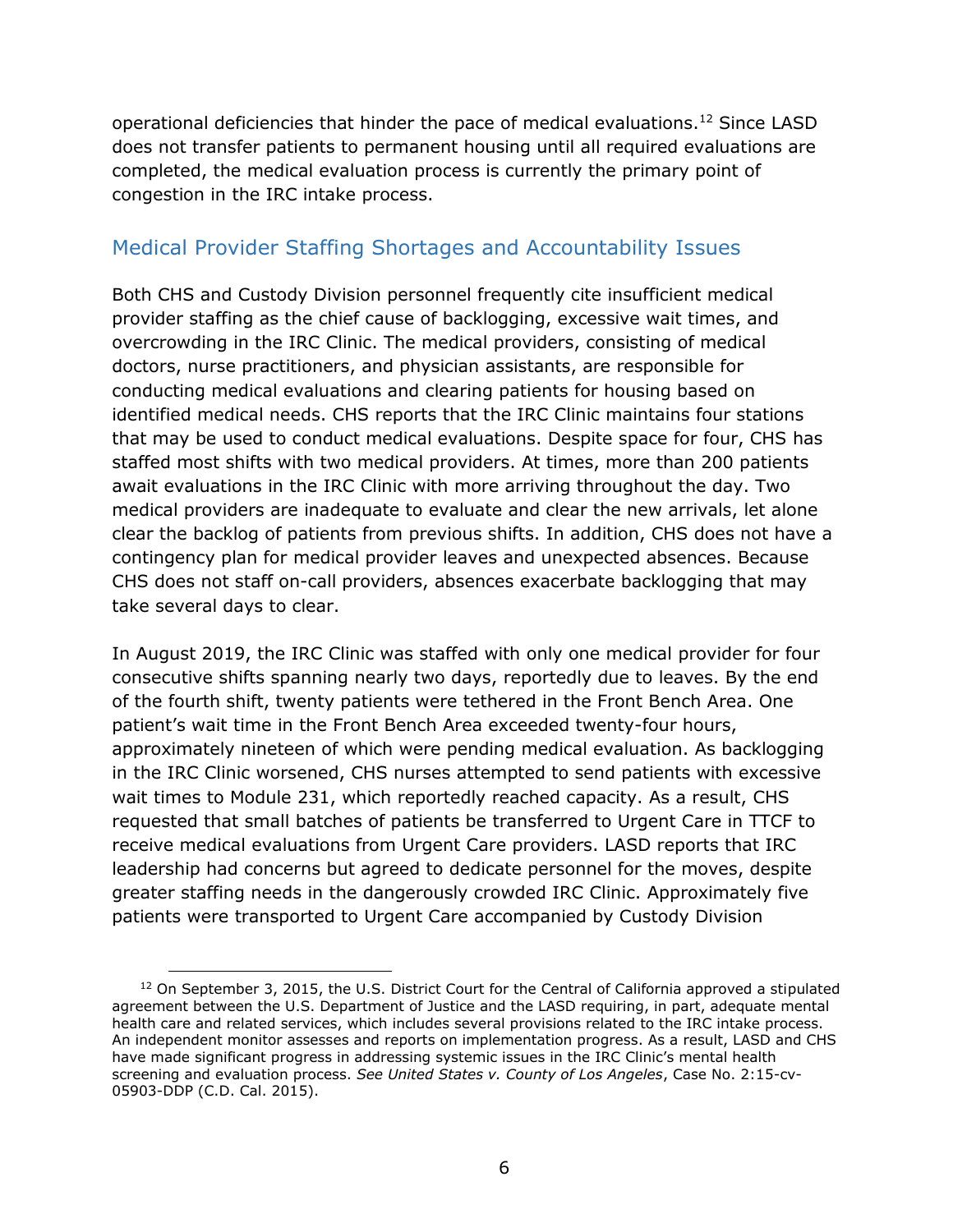operational deficiencies that hinder the pace of medical evaluations.[12] Since LASD does not transfer patients to permanent housing until all required evaluations are completed, the medical evaluation process is currently the primary point of congestion in the IRC intake process.

## Medical Provider Staffing Shortages and Accountability Issues

Both CHS and Custody Division personnel frequently cite insufficient medical provider staffing as the chief cause of backlogging, excessive wait times, and overcrowding in the IRC Clinic. The medical providers, consisting of medical doctors, nurse practitioners, and physician assistants, are responsible for conducting medical evaluations and clearing patients for housing based on identified medical needs. CHS reports that the IRC Clinic maintains four stations that may be used to conduct medical evaluations. Despite space for four, CHS has staffed most shifts with two medical providers. At times, more than 200 patients await evaluations in the IRC Clinic with more arriving throughout the day. Two medical providers are inadequate to evaluate and clear the new arrivals, let alone clear the backlog of patients from previous shifts. In addition, CHS does not have a contingency plan for medical provider leaves and unexpected absences. Because CHS does not staff on-call providers, absences exacerbate backlogging that may take several days to clear.

In August 2019, the IRC Clinic was staffed with only one medical provider for four consecutive shifts spanning nearly two days, reportedly due to leaves. By the end of the fourth shift, twenty patients were tethered in the Front Bench Area. One patient's wait time in the Front Bench Area exceeded twenty-four hours, approximately nineteen of which were pending medical evaluation. As backlogging in the IRC Clinic worsened, CHS nurses attempted to send patients with excessive wait times to Module 231, which reportedly reached capacity. As a result, CHS requested that small batches of patients be transferred to Urgent Care in TTCF to receive medical evaluations from Urgent Care providers. LASD reports that IRC leadership had concerns but agreed to dedicate personnel for the moves, despite greater staffing needs in the dangerously crowded IRC Clinic. Approximately five patients were transported to Urgent Care accompanied by Custody Division

[12] On September 3, 2015, the U.S. District Court for the Central of California approved a stipulated agreement between the U.S. Department of Justice and the LASD requiring, in part, adequate mental health care and related services, which includes several provisions related to the IRC intake process. An independent monitor assesses and reports on implementation progress. As a result, LASD and CHS have made significant progress in addressing systemic issues in the IRC Clinic's mental health screening and evaluation process. *See United States v. County of Los Angeles*, Case No. 2:15-cv-05903-DDP (C.D. Cal. 2015).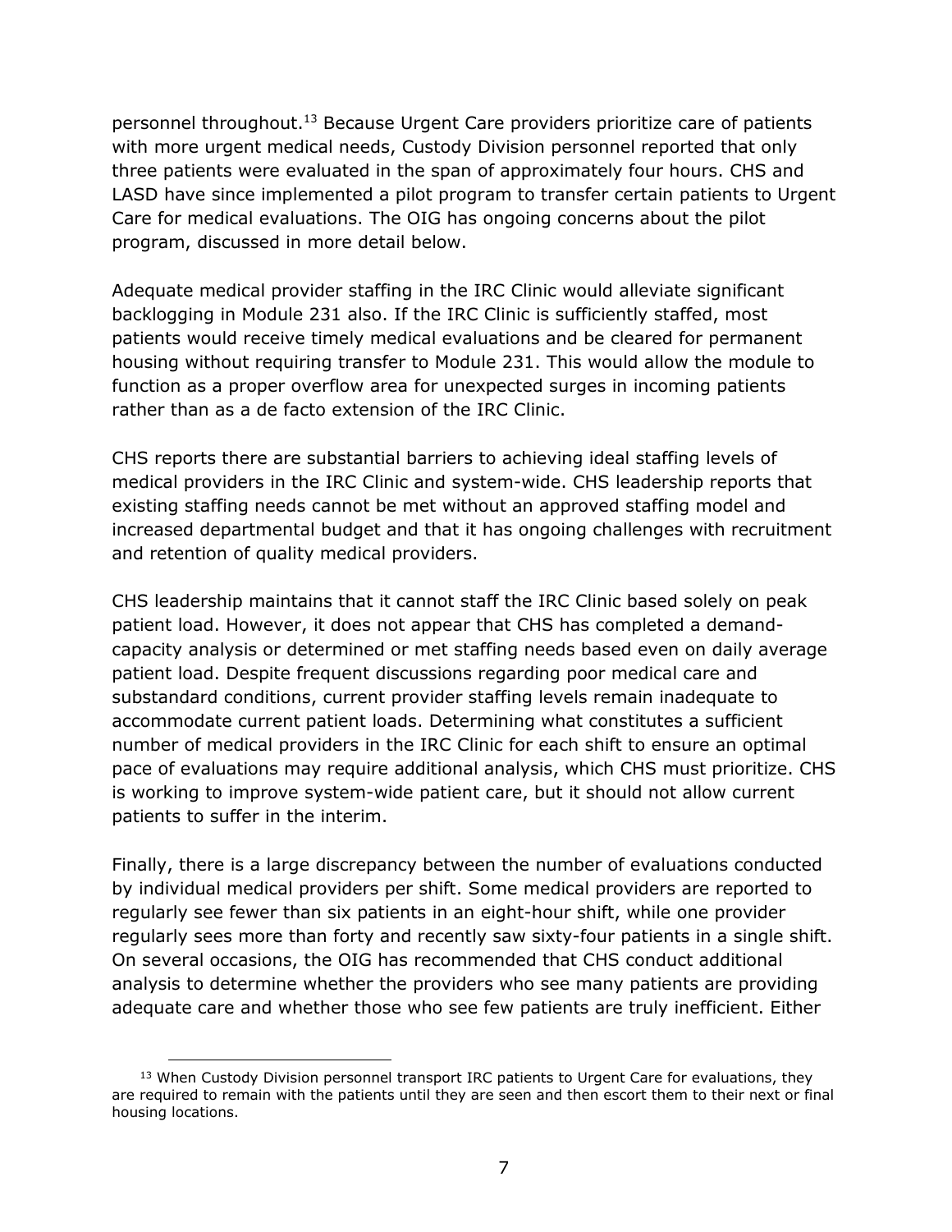personnel throughout.[13] Because Urgent Care providers prioritize care of patients with more urgent medical needs, Custody Division personnel reported that only three patients were evaluated in the span of approximately four hours. CHS and LASD have since implemented a pilot program to transfer certain patients to Urgent Care for medical evaluations. The OIG has ongoing concerns about the pilot program, discussed in more detail below.

Adequate medical provider staffing in the IRC Clinic would alleviate significant backlogging in Module 231 also. If the IRC Clinic is sufficiently staffed, most patients would receive timely medical evaluations and be cleared for permanent housing without requiring transfer to Module 231. This would allow the module to function as a proper overflow area for unexpected surges in incoming patients rather than as a de facto extension of the IRC Clinic.

CHS reports there are substantial barriers to achieving ideal staffing levels of medical providers in the IRC Clinic and system-wide. CHS leadership reports that existing staffing needs cannot be met without an approved staffing model and increased departmental budget and that it has ongoing challenges with recruitment and retention of quality medical providers.

CHS leadership maintains that it cannot staff the IRC Clinic based solely on peak patient load. However, it does not appear that CHS has completed a demand-capacity analysis or determined or met staffing needs based even on daily average patient load. Despite frequent discussions regarding poor medical care and substandard conditions, current provider staffing levels remain inadequate to accommodate current patient loads. Determining what constitutes a sufficient number of medical providers in the IRC Clinic for each shift to ensure an optimal pace of evaluations may require additional analysis, which CHS must prioritize. CHS is working to improve system-wide patient care, but it should not allow current patients to suffer in the interim.

Finally, there is a large discrepancy between the number of evaluations conducted by individual medical providers per shift. Some medical providers are reported to regularly see fewer than six patients in an eight-hour shift, while one provider regularly sees more than forty and recently saw sixty-four patients in a single shift. On several occasions, the OIG has recommended that CHS conduct additional analysis to determine whether the providers who see many patients are providing adequate care and whether those who see few patients are truly inefficient. Either

---

[13] When Custody Division personnel transport IRC patients to Urgent Care for evaluations, they are required to remain with the patients until they are seen and then escort them to their next or final housing locations.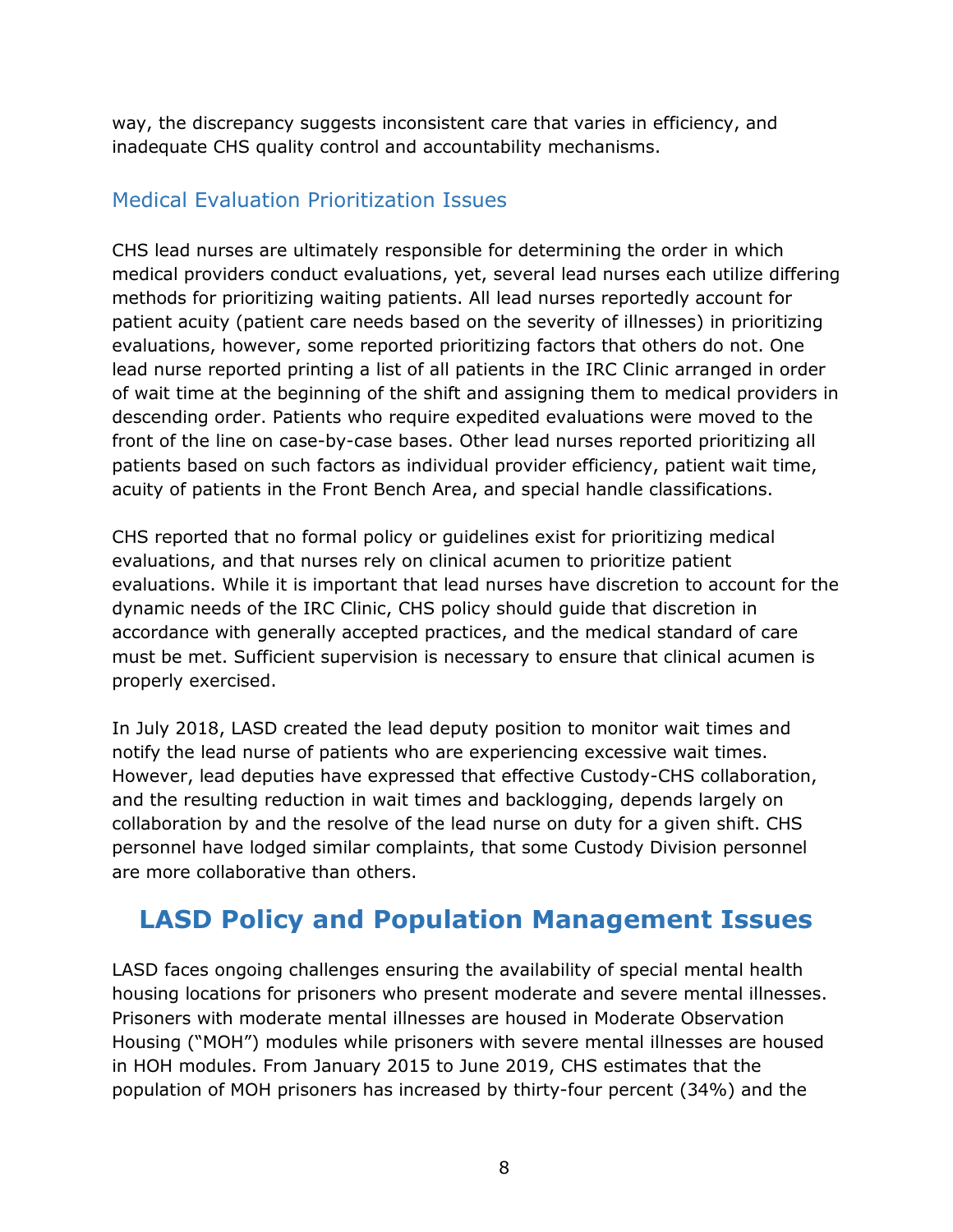way, the discrepancy suggests inconsistent care that varies in efficiency, and inadequate CHS quality control and accountability mechanisms.

### Medical Evaluation Prioritization Issues

CHS lead nurses are ultimately responsible for determining the order in which medical providers conduct evaluations, yet, several lead nurses each utilize differing methods for prioritizing waiting patients. All lead nurses reportedly account for patient acuity (patient care needs based on the severity of illnesses) in prioritizing evaluations, however, some reported prioritizing factors that others do not. One lead nurse reported printing a list of all patients in the IRC Clinic arranged in order of wait time at the beginning of the shift and assigning them to medical providers in descending order. Patients who require expedited evaluations were moved to the front of the line on case-by-case bases. Other lead nurses reported prioritizing all patients based on such factors as individual provider efficiency, patient wait time, acuity of patients in the Front Bench Area, and special handle classifications.

CHS reported that no formal policy or guidelines exist for prioritizing medical evaluations, and that nurses rely on clinical acumen to prioritize patient evaluations. While it is important that lead nurses have discretion to account for the dynamic needs of the IRC Clinic, CHS policy should guide that discretion in accordance with generally accepted practices, and the medical standard of care must be met. Sufficient supervision is necessary to ensure that clinical acumen is properly exercised.

In July 2018, LASD created the lead deputy position to monitor wait times and notify the lead nurse of patients who are experiencing excessive wait times. However, lead deputies have expressed that effective Custody-CHS collaboration, and the resulting reduction in wait times and backlogging, depends largely on collaboration by and the resolve of the lead nurse on duty for a given shift. CHS personnel have lodged similar complaints, that some Custody Division personnel are more collaborative than others.

## LASD Policy and Population Management Issues

LASD faces ongoing challenges ensuring the availability of special mental health housing locations for prisoners who present moderate and severe mental illnesses. Prisoners with moderate mental illnesses are housed in Moderate Observation Housing ("MOH") modules while prisoners with severe mental illnesses are housed in HOH modules. From January 2015 to June 2019, CHS estimates that the population of MOH prisoners has increased by thirty-four percent (34%) and the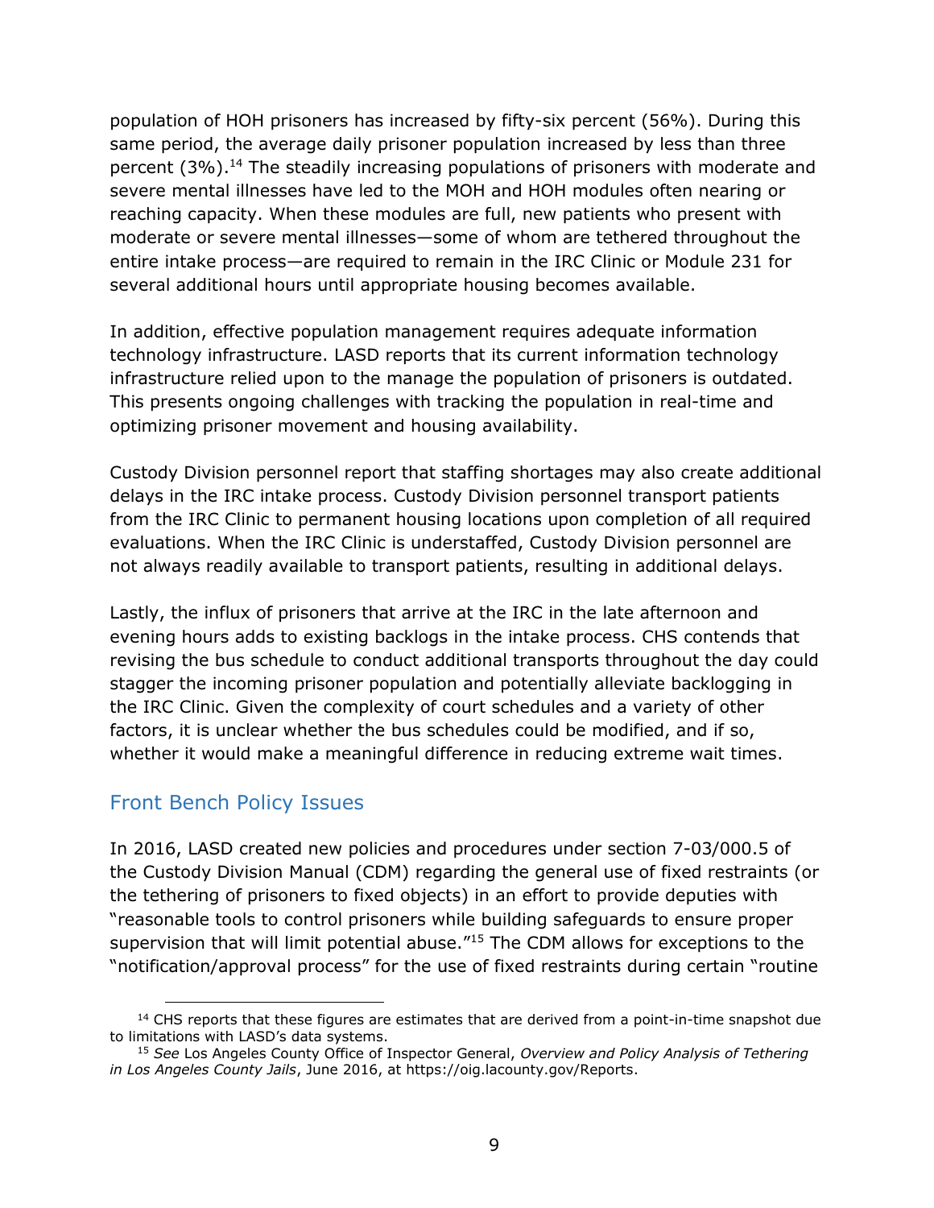population of HOH prisoners has increased by fifty-six percent (56%). During this same period, the average daily prisoner population increased by less than three percent (3%).[14] The steadily increasing populations of prisoners with moderate and severe mental illnesses have led to the MOH and HOH modules often nearing or reaching capacity. When these modules are full, new patients who present with moderate or severe mental illnesses—some of whom are tethered throughout the entire intake process—are required to remain in the IRC Clinic or Module 231 for several additional hours until appropriate housing becomes available.

In addition, effective population management requires adequate information technology infrastructure. LASD reports that its current information technology infrastructure relied upon to the manage the population of prisoners is outdated. This presents ongoing challenges with tracking the population in real-time and optimizing prisoner movement and housing availability.

Custody Division personnel report that staffing shortages may also create additional delays in the IRC intake process. Custody Division personnel transport patients from the IRC Clinic to permanent housing locations upon completion of all required evaluations. When the IRC Clinic is understaffed, Custody Division personnel are not always readily available to transport patients, resulting in additional delays.

Lastly, the influx of prisoners that arrive at the IRC in the late afternoon and evening hours adds to existing backlogs in the intake process. CHS contends that revising the bus schedule to conduct additional transports throughout the day could stagger the incoming prisoner population and potentially alleviate backlogging in the IRC Clinic. Given the complexity of court schedules and a variety of other factors, it is unclear whether the bus schedules could be modified, and if so, whether it would make a meaningful difference in reducing extreme wait times.

## Front Bench Policy Issues

In 2016, LASD created new policies and procedures under section 7-03/000.5 of the Custody Division Manual (CDM) regarding the general use of fixed restraints (or the tethering of prisoners to fixed objects) in an effort to provide deputies with "reasonable tools to control prisoners while building safeguards to ensure proper supervision that will limit potential abuse."[15] The CDM allows for exceptions to the "notification/approval process" for the use of fixed restraints during certain "routine

[14] CHS reports that these figures are estimates that are derived from a point-in-time snapshot due to limitations with LASD's data systems.

[15] *See* Los Angeles County Office of Inspector General, *Overview and Policy Analysis of Tethering in Los Angeles County Jails*, June 2016, at https://oig.lacounty.gov/Reports.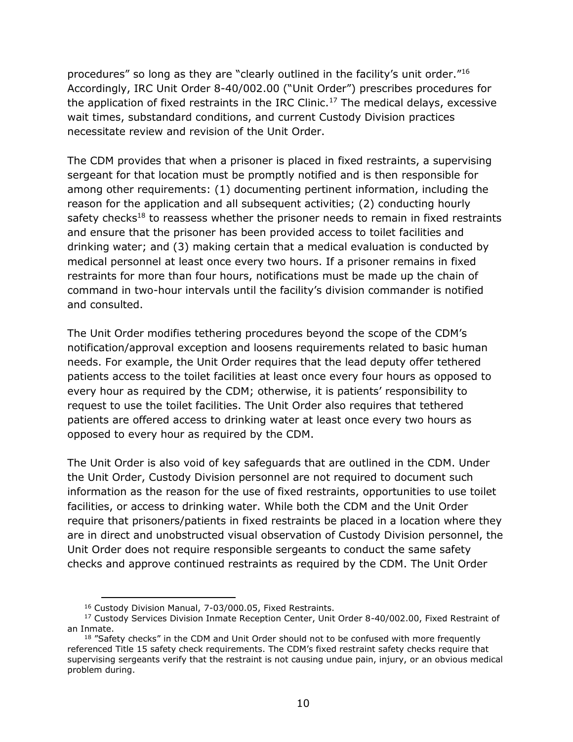procedures" so long as they are "clearly outlined in the facility's unit order."[16] Accordingly, IRC Unit Order 8-40/002.00 ("Unit Order") prescribes procedures for the application of fixed restraints in the IRC Clinic.[17] The medical delays, excessive wait times, substandard conditions, and current Custody Division practices necessitate review and revision of the Unit Order.

The CDM provides that when a prisoner is placed in fixed restraints, a supervising sergeant for that location must be promptly notified and is then responsible for among other requirements: (1) documenting pertinent information, including the reason for the application and all subsequent activities; (2) conducting hourly safety checks[18] to reassess whether the prisoner needs to remain in fixed restraints and ensure that the prisoner has been provided access to toilet facilities and drinking water; and (3) making certain that a medical evaluation is conducted by medical personnel at least once every two hours. If a prisoner remains in fixed restraints for more than four hours, notifications must be made up the chain of command in two-hour intervals until the facility's division commander is notified and consulted.

The Unit Order modifies tethering procedures beyond the scope of the CDM's notification/approval exception and loosens requirements related to basic human needs. For example, the Unit Order requires that the lead deputy offer tethered patients access to the toilet facilities at least once every four hours as opposed to every hour as required by the CDM; otherwise, it is patients' responsibility to request to use the toilet facilities. The Unit Order also requires that tethered patients are offered access to drinking water at least once every two hours as opposed to every hour as required by the CDM.

The Unit Order is also void of key safeguards that are outlined in the CDM. Under the Unit Order, Custody Division personnel are not required to document such information as the reason for the use of fixed restraints, opportunities to use toilet facilities, or access to drinking water. While both the CDM and the Unit Order require that prisoners/patients in fixed restraints be placed in a location where they are in direct and unobstructed visual observation of Custody Division personnel, the Unit Order does not require responsible sergeants to conduct the same safety checks and approve continued restraints as required by the CDM. The Unit Order

[16] Custody Division Manual, 7-03/000.05, Fixed Restraints.

[17] Custody Services Division Inmate Reception Center, Unit Order 8-40/002.00, Fixed Restraint of an Inmate.

[18] "Safety checks" in the CDM and Unit Order should not to be confused with more frequently referenced Title 15 safety check requirements. The CDM's fixed restraint safety checks require that supervising sergeants verify that the restraint is not causing undue pain, injury, or an obvious medical problem during.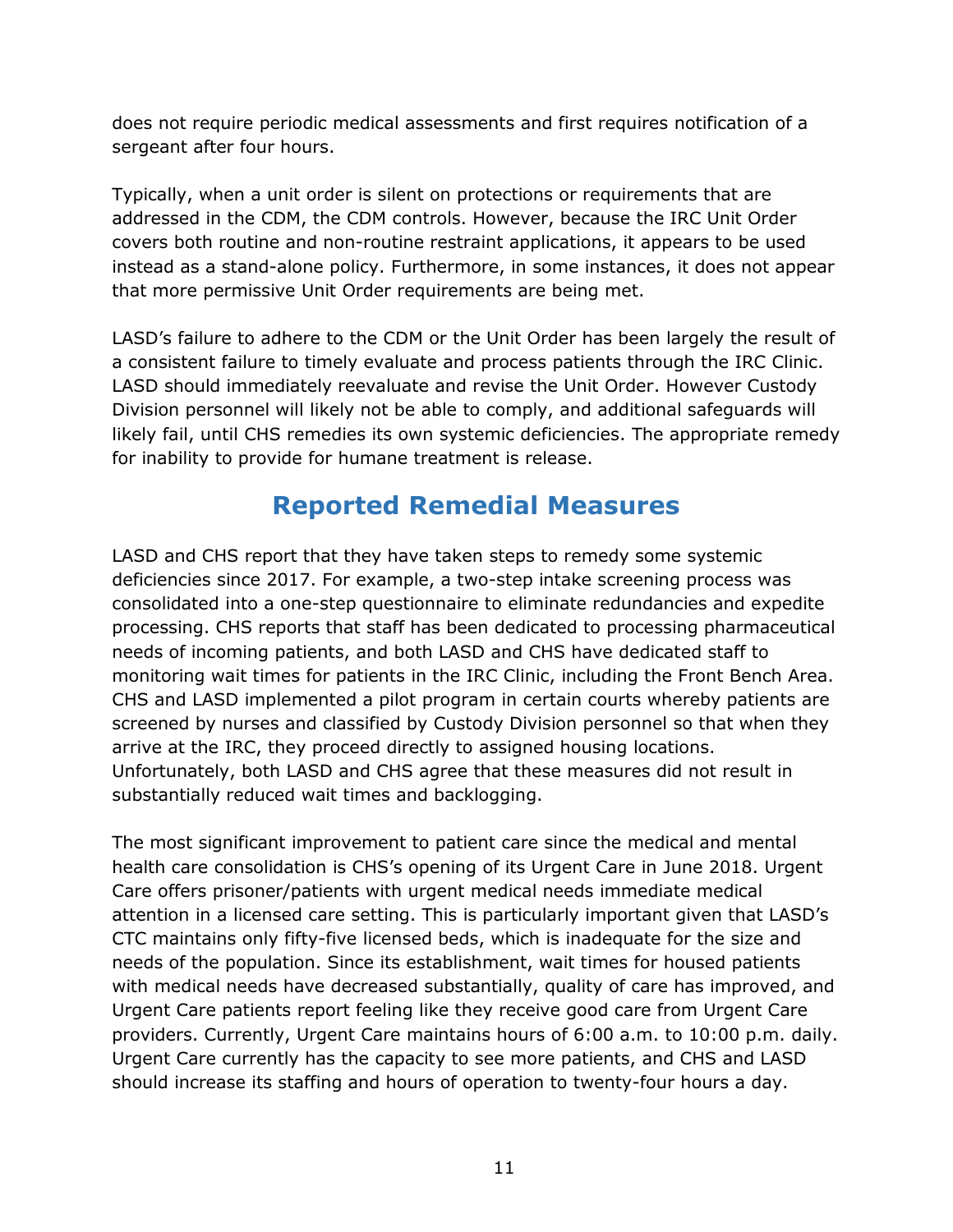does not require periodic medical assessments and first requires notification of a sergeant after four hours.

Typically, when a unit order is silent on protections or requirements that are addressed in the CDM, the CDM controls. However, because the IRC Unit Order covers both routine and non-routine restraint applications, it appears to be used instead as a stand-alone policy. Furthermore, in some instances, it does not appear that more permissive Unit Order requirements are being met.

LASD's failure to adhere to the CDM or the Unit Order has been largely the result of a consistent failure to timely evaluate and process patients through the IRC Clinic. LASD should immediately reevaluate and revise the Unit Order. However Custody Division personnel will likely not be able to comply, and additional safeguards will likely fail, until CHS remedies its own systemic deficiencies. The appropriate remedy for inability to provide for humane treatment is release.

## Reported Remedial Measures

LASD and CHS report that they have taken steps to remedy some systemic deficiencies since 2017. For example, a two-step intake screening process was consolidated into a one-step questionnaire to eliminate redundancies and expedite processing. CHS reports that staff has been dedicated to processing pharmaceutical needs of incoming patients, and both LASD and CHS have dedicated staff to monitoring wait times for patients in the IRC Clinic, including the Front Bench Area. CHS and LASD implemented a pilot program in certain courts whereby patients are screened by nurses and classified by Custody Division personnel so that when they arrive at the IRC, they proceed directly to assigned housing locations. Unfortunately, both LASD and CHS agree that these measures did not result in substantially reduced wait times and backlogging.

The most significant improvement to patient care since the medical and mental health care consolidation is CHS's opening of its Urgent Care in June 2018. Urgent Care offers prisoner/patients with urgent medical needs immediate medical attention in a licensed care setting. This is particularly important given that LASD's CTC maintains only fifty-five licensed beds, which is inadequate for the size and needs of the population. Since its establishment, wait times for housed patients with medical needs have decreased substantially, quality of care has improved, and Urgent Care patients report feeling like they receive good care from Urgent Care providers. Currently, Urgent Care maintains hours of 6:00 a.m. to 10:00 p.m. daily. Urgent Care currently has the capacity to see more patients, and CHS and LASD should increase its staffing and hours of operation to twenty-four hours a day.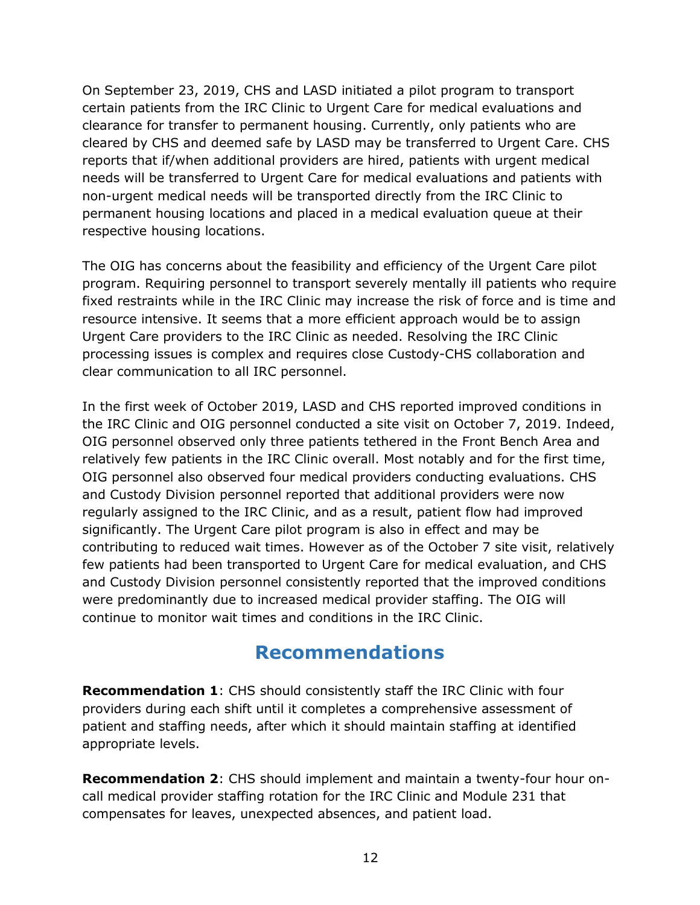On September 23, 2019, CHS and LASD initiated a pilot program to transport certain patients from the IRC Clinic to Urgent Care for medical evaluations and clearance for transfer to permanent housing. Currently, only patients who are cleared by CHS and deemed safe by LASD may be transferred to Urgent Care. CHS reports that if/when additional providers are hired, patients with urgent medical needs will be transferred to Urgent Care for medical evaluations and patients with non-urgent medical needs will be transported directly from the IRC Clinic to permanent housing locations and placed in a medical evaluation queue at their respective housing locations.

The OIG has concerns about the feasibility and efficiency of the Urgent Care pilot program. Requiring personnel to transport severely mentally ill patients who require fixed restraints while in the IRC Clinic may increase the risk of force and is time and resource intensive. It seems that a more efficient approach would be to assign Urgent Care providers to the IRC Clinic as needed. Resolving the IRC Clinic processing issues is complex and requires close Custody-CHS collaboration and clear communication to all IRC personnel.

In the first week of October 2019, LASD and CHS reported improved conditions in the IRC Clinic and OIG personnel conducted a site visit on October 7, 2019. Indeed, OIG personnel observed only three patients tethered in the Front Bench Area and relatively few patients in the IRC Clinic overall. Most notably and for the first time, OIG personnel also observed four medical providers conducting evaluations. CHS and Custody Division personnel reported that additional providers were now regularly assigned to the IRC Clinic, and as a result, patient flow had improved significantly. The Urgent Care pilot program is also in effect and may be contributing to reduced wait times. However as of the October 7 site visit, relatively few patients had been transported to Urgent Care for medical evaluation, and CHS and Custody Division personnel consistently reported that the improved conditions were predominantly due to increased medical provider staffing. The OIG will continue to monitor wait times and conditions in the IRC Clinic.

## Recommendations

**Recommendation 1**: CHS should consistently staff the IRC Clinic with four providers during each shift until it completes a comprehensive assessment of patient and staffing needs, after which it should maintain staffing at identified appropriate levels.

**Recommendation 2**: CHS should implement and maintain a twenty-four hour on-call medical provider staffing rotation for the IRC Clinic and Module 231 that compensates for leaves, unexpected absences, and patient load.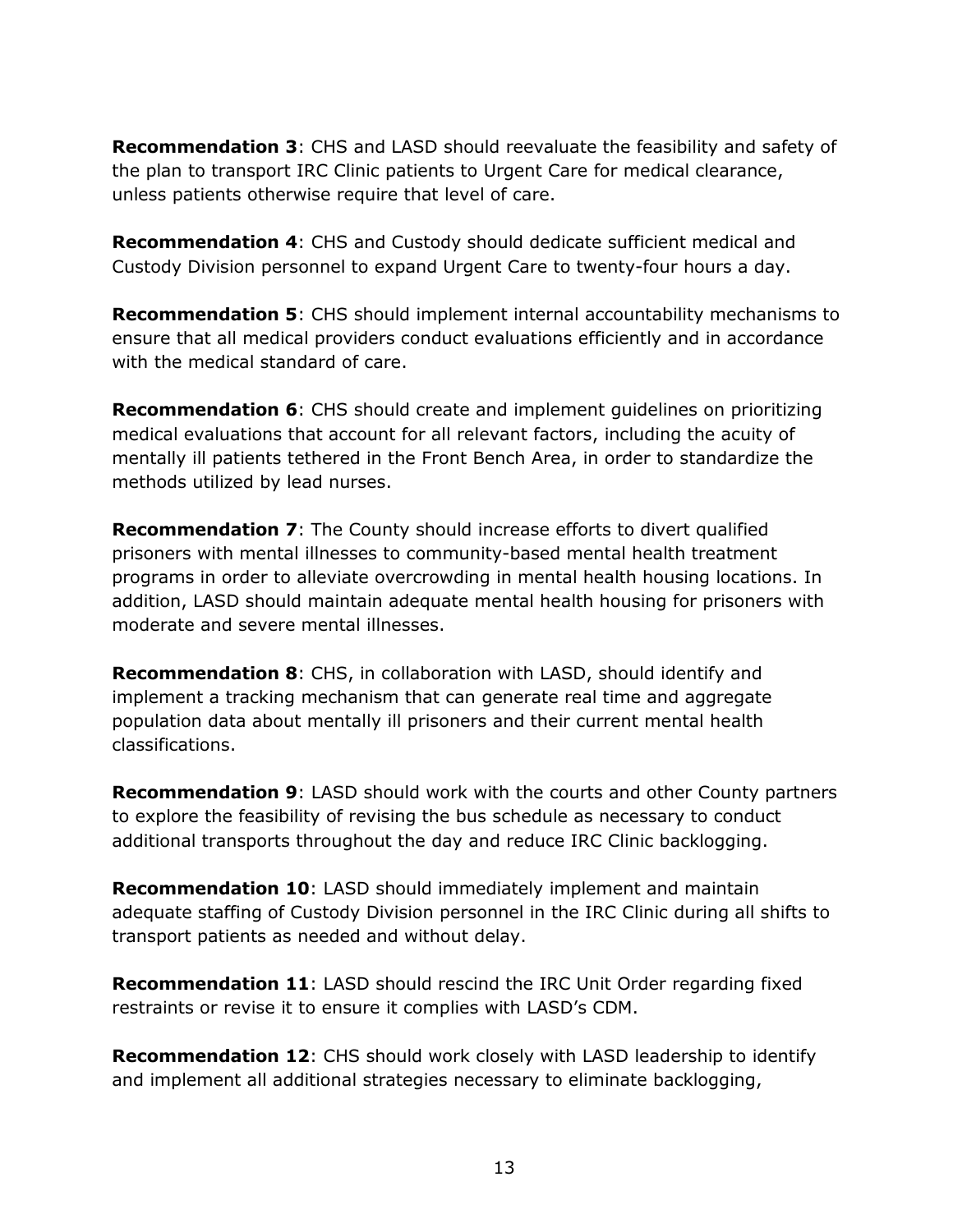**Recommendation 3**: CHS and LASD should reevaluate the feasibility and safety of the plan to transport IRC Clinic patients to Urgent Care for medical clearance, unless patients otherwise require that level of care.

**Recommendation 4**: CHS and Custody should dedicate sufficient medical and Custody Division personnel to expand Urgent Care to twenty-four hours a day.

**Recommendation 5**: CHS should implement internal accountability mechanisms to ensure that all medical providers conduct evaluations efficiently and in accordance with the medical standard of care.

**Recommendation 6**: CHS should create and implement guidelines on prioritizing medical evaluations that account for all relevant factors, including the acuity of mentally ill patients tethered in the Front Bench Area, in order to standardize the methods utilized by lead nurses.

**Recommendation 7**: The County should increase efforts to divert qualified prisoners with mental illnesses to community-based mental health treatment programs in order to alleviate overcrowding in mental health housing locations. In addition, LASD should maintain adequate mental health housing for prisoners with moderate and severe mental illnesses.

**Recommendation 8**: CHS, in collaboration with LASD, should identify and implement a tracking mechanism that can generate real time and aggregate population data about mentally ill prisoners and their current mental health classifications.

**Recommendation 9**: LASD should work with the courts and other County partners to explore the feasibility of revising the bus schedule as necessary to conduct additional transports throughout the day and reduce IRC Clinic backlogging.

**Recommendation 10**: LASD should immediately implement and maintain adequate staffing of Custody Division personnel in the IRC Clinic during all shifts to transport patients as needed and without delay.

**Recommendation 11**: LASD should rescind the IRC Unit Order regarding fixed restraints or revise it to ensure it complies with LASD's CDM.

**Recommendation 12**: CHS should work closely with LASD leadership to identify and implement all additional strategies necessary to eliminate backlogging,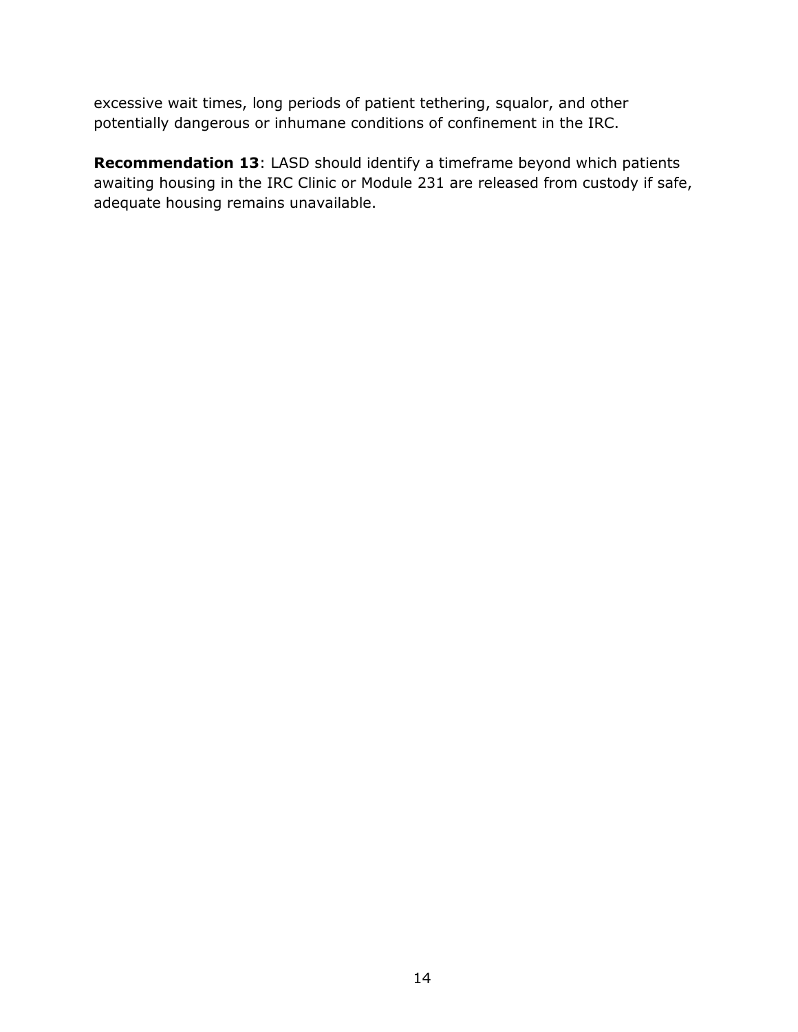excessive wait times, long periods of patient tethering, squalor, and other potentially dangerous or inhumane conditions of confinement in the IRC.

**Recommendation 13**: LASD should identify a timeframe beyond which patients awaiting housing in the IRC Clinic or Module 231 are released from custody if safe, adequate housing remains unavailable.